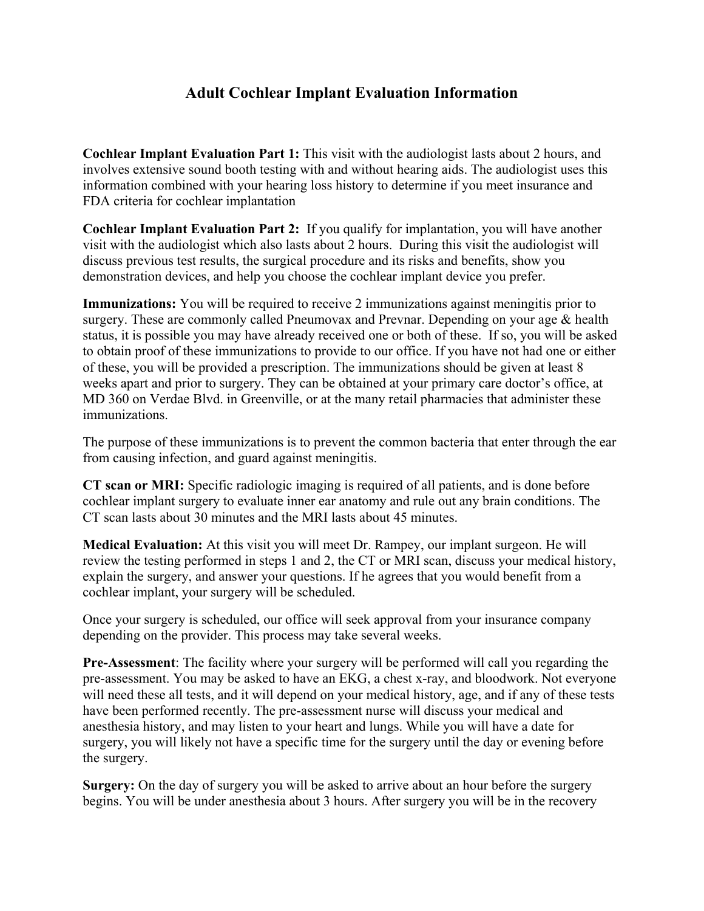# Adult Cochlear Implant Evaluation Information

**Cochlear Implant Evaluation Part 1:** This visit with the audiologist lasts about 2 hours, and involves extensive sound booth testing with and without hearing aids. The audiologist uses this information combined with your hearing loss history to determine if you meet insurance and FDA criteria for cochlear implantation

**Cochlear Implant Evaluation Part 2:** If you qualify for implantation, you will have another visit with the audiologist which also lasts about 2 hours. During this visit the audiologist will discuss previous test results, the surgical procedure and its risks and benefits, show you demonstration devices, and help you choose the cochlear implant device you prefer.

**Immunizations:** You will be required to receive 2 immunizations against meningitis prior to surgery. These are commonly called Pneumovax and Prevnar. Depending on your age & health status, it is possible you may have already received one or both of these. If so, you will be asked to obtain proof of these immunizations to provide to our office. If you have not had one or either of these, you will be provided a prescription. The immunizations should be given at least 8 weeks apart and prior to surgery. They can be obtained at your primary care doctor's office, at MD 360 on Verdae Blvd. in Greenville, or at the many retail pharmacies that administer these immunizations.

The purpose of these immunizations is to prevent the common bacteria that enter through the ear from causing infection, and guard against meningitis.

**CT scan or MRI:** Specific radiologic imaging is required of all patients, and is done before cochlear implant surgery to evaluate inner ear anatomy and rule out any brain conditions. The CT scan lasts about 30 minutes and the MRI lasts about 45 minutes.

**Medical Evaluation:** At this visit you will meet Dr. Rampey, our implant surgeon. He will review the testing performed in steps 1 and 2, the CT or MRI scan, discuss your medical history, explain the surgery, and answer your questions. If he agrees that you would benefit from a cochlear implant, your surgery will be scheduled.

Once your surgery is scheduled, our office will seek approval from your insurance company depending on the provider. This process may take several weeks.

**Pre-Assessment**: The facility where your surgery will be performed will call you regarding the pre-assessment. You may be asked to have an EKG, a chest x-ray, and bloodwork. Not everyone will need these all tests, and it will depend on your medical history, age, and if any of these tests have been performed recently. The pre-assessment nurse will discuss your medical and anesthesia history, and may listen to your heart and lungs. While you will have a date for surgery, you will likely not have a specific time for the surgery until the day or evening before the surgery.

**Surgery:** On the day of surgery you will be asked to arrive about an hour before the surgery begins. You will be under anesthesia about 3 hours. After surgery you will be in the recovery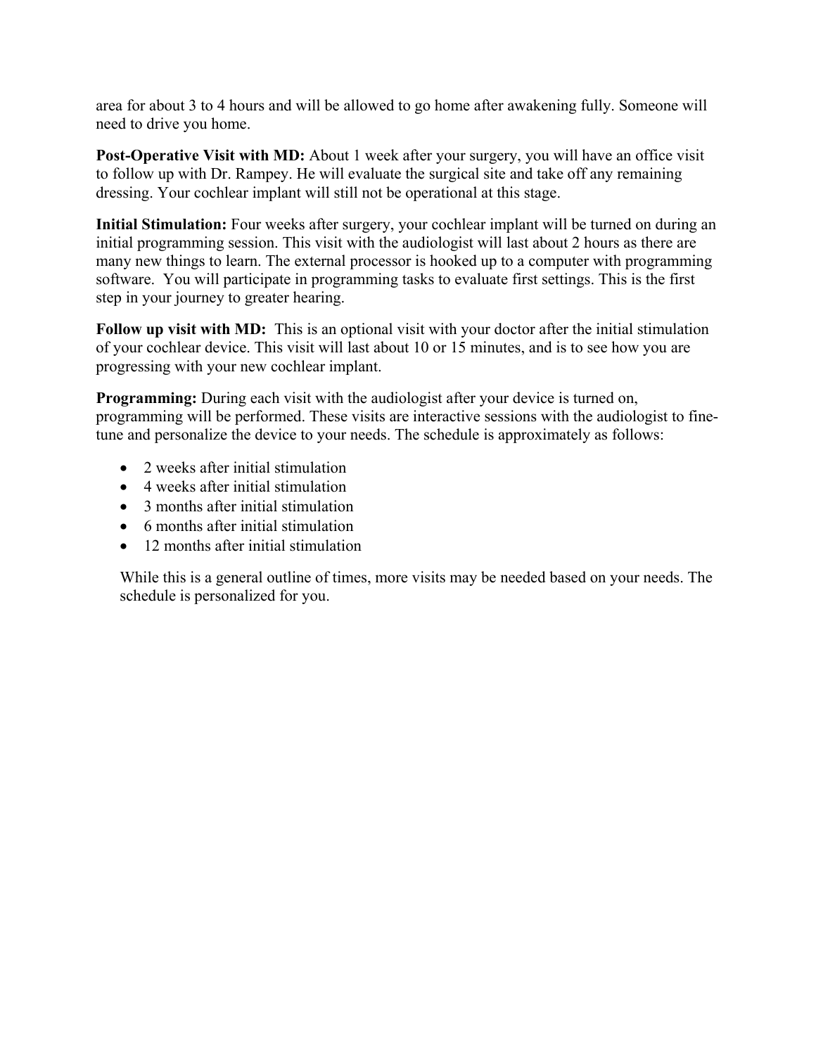area for about 3 to 4 hours and will be allowed to go home after awakening fully. Someone will need to drive you home.

**Post-Operative Visit with MD:** About 1 week after your surgery, you will have an office visit to follow up with Dr. Rampey. He will evaluate the surgical site and take off any remaining dressing. Your cochlear implant will still not be operational at this stage.

**Initial Stimulation:** Four weeks after surgery, your cochlear implant will be turned on during an initial programming session. This visit with the audiologist will last about 2 hours as there are many new things to learn. The external processor is hooked up to a computer with programming software. You will participate in programming tasks to evaluate first settings. This is the first step in your journey to greater hearing.

**Follow up visit with MD:** This is an optional visit with your doctor after the initial stimulation of your cochlear device. This visit will last about 10 or 15 minutes, and is to see how you are progressing with your new cochlear implant.

**Programming:** During each visit with the audiologist after your device is turned on, programming will be performed. These visits are interactive sessions with the audiologist to fine-tune and personalize the device to your needs. The schedule is approximately as follows:

- 2 weeks after initial stimulation
- 4 weeks after initial stimulation
- 3 months after initial stimulation
- 6 months after initial stimulation
- 12 months after initial stimulation

While this is a general outline of times, more visits may be needed based on your needs. The schedule is personalized for you.